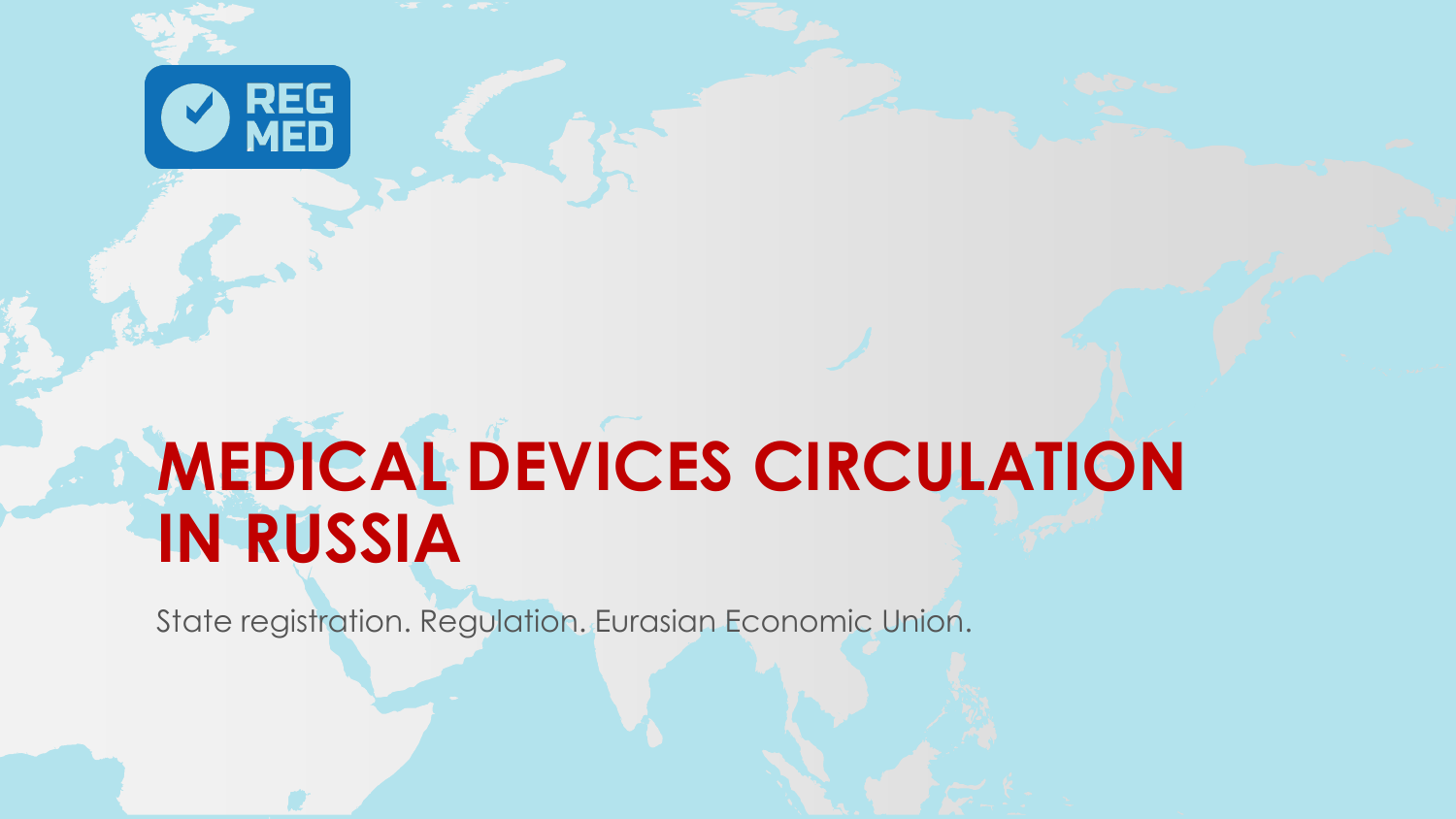REG MED

# MEDICAL DEVICES CIRCULATION IN RUSSIA

State registration. Regulation. Eurasian Economic Union.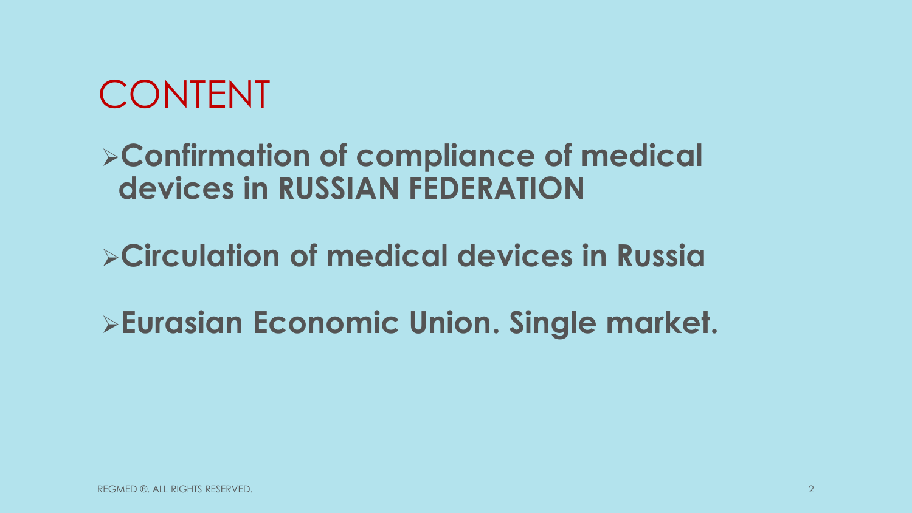# CONTENT

- **Confirmation of compliance of medical devices in RUSSIAN FEDERATION**
- **Circulation of medical devices in Russia**
- **Eurasian Economic Union. Single market.**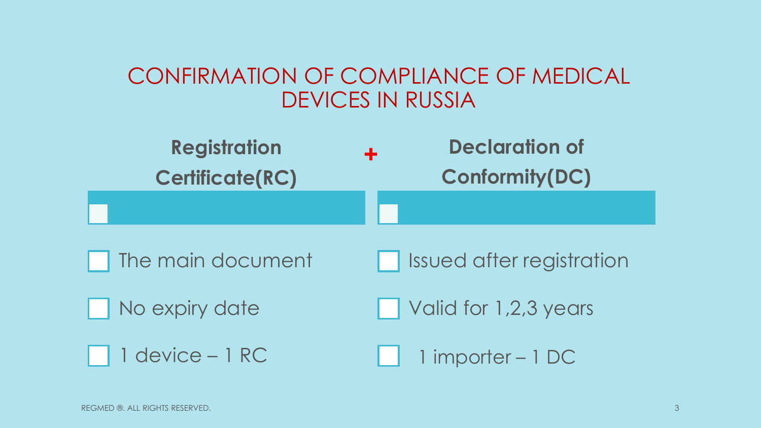# CONFIRMATION OF COMPLIANCE OF MEDICAL DEVICES IN RUSSIA

| Registration Certificate(RC) | + | Declaration of Conformity(DC) |
|---|---|---|
| The main document | | Issued after registration |
| No expiry date | | Valid for 1,2,3 years |
| 1 device – 1 RC | | 1 importer – 1 DC |

REGMED ®. ALL RIGHTS RESERVED.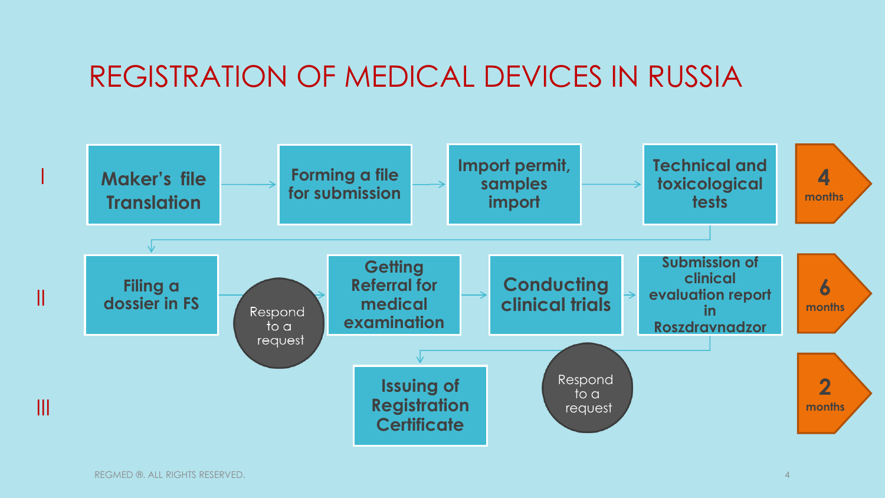# REGISTRATION OF MEDICAL DEVICES IN RUSSIA

**I**

**Maker's file Translation** → **Forming a file for submission** → **Import permit, samples import** → **Technical and toxicological tests**

**4 months**

**II**

**Filing a dossier in FS** → Respond to a request → **Getting Referral for medical examination** → **Conducting clinical trials** → **Submission of clinical evaluation report in Roszdravnadzor**

**6 months**

**III**

Respond to a request → **Issuing of Registration Certificate**

**2 months**

REGMED ®. ALL RIGHTS RESERVED.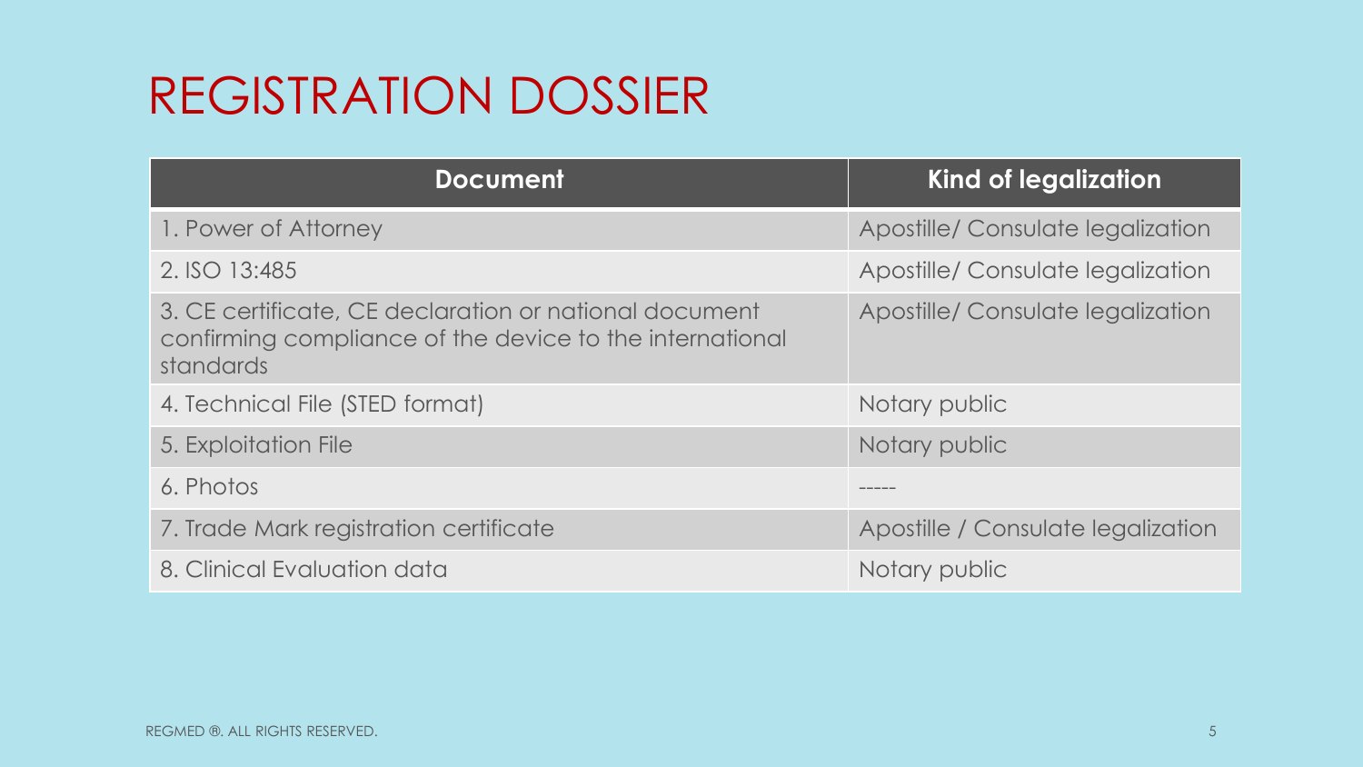# REGISTRATION DOSSIER

| Document | Kind of legalization |
| --- | --- |
| 1. Power of Attorney | Apostille/ Consulate legalization |
| 2. ISO 13:485 | Apostille/ Consulate legalization |
| 3. CE certificate, CE declaration or national document confirming compliance of the device to the international standards | Apostille/ Consulate legalization |
| 4. Technical File (STED format) | Notary public |
| 5. Exploitation File | Notary public |
| 6. Photos | ----- |
| 7. Trade Mark registration certificate | Apostille / Consulate legalization |
| 8. Clinical Evaluation data | Notary public |

REGMED ®. ALL RIGHTS RESERVED.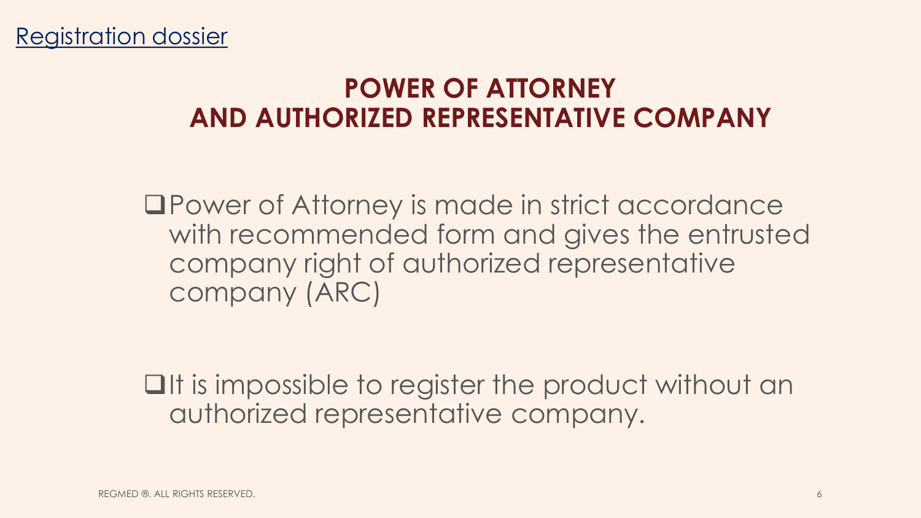Registration dossier

# POWER OF ATTORNEY AND AUTHORIZED REPRESENTATIVE COMPANY

- Power of Attorney is made in strict accordance with recommended form and gives the entrusted company right of authorized representative company (ARC)

- It is impossible to register the product without an authorized representative company.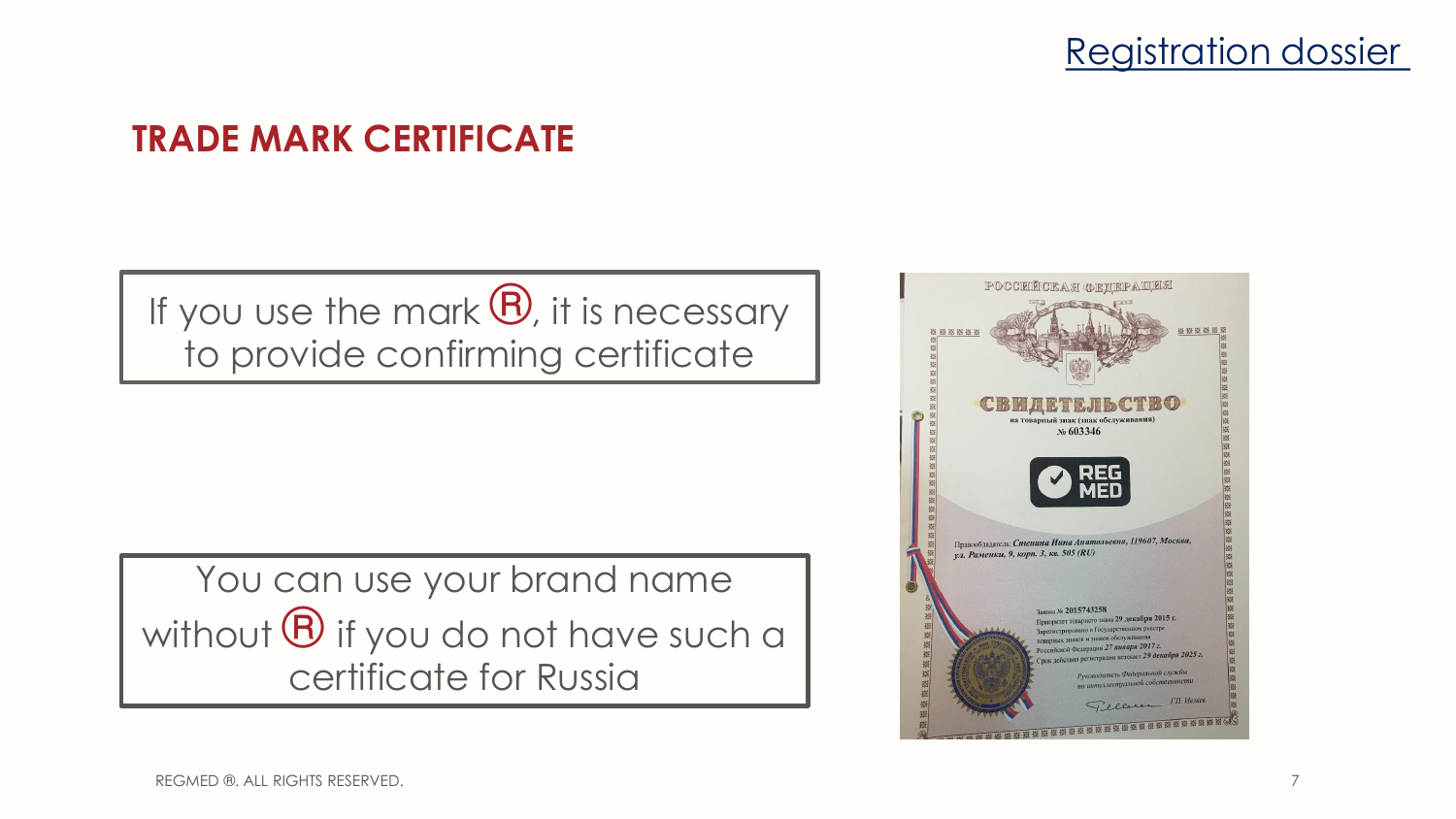## TRADE MARK CERTIFICATE

If you use the mark ®, it is necessary to provide confirming certificate

You can use your brand name without ® if you do not have such a certificate for Russia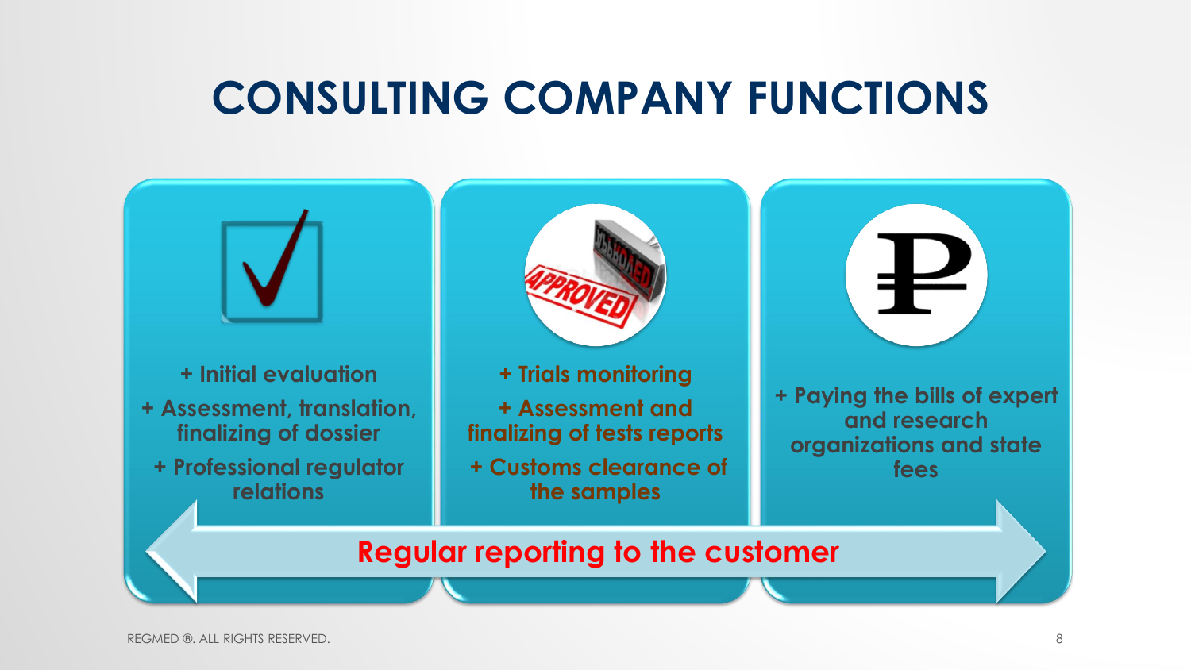# CONSULTING COMPANY FUNCTIONS

- \+ Initial evaluation
- \+ Assessment, translation, finalizing of dossier
- \+ Professional regulator relations

- \+ Trials monitoring
- \+ Assessment and finalizing of tests reports
- \+ Customs clearance of the samples

- \+ Paying the bills of expert and research organizations and state fees

**Regular reporting to the customer**

REGMED ®. ALL RIGHTS RESERVED.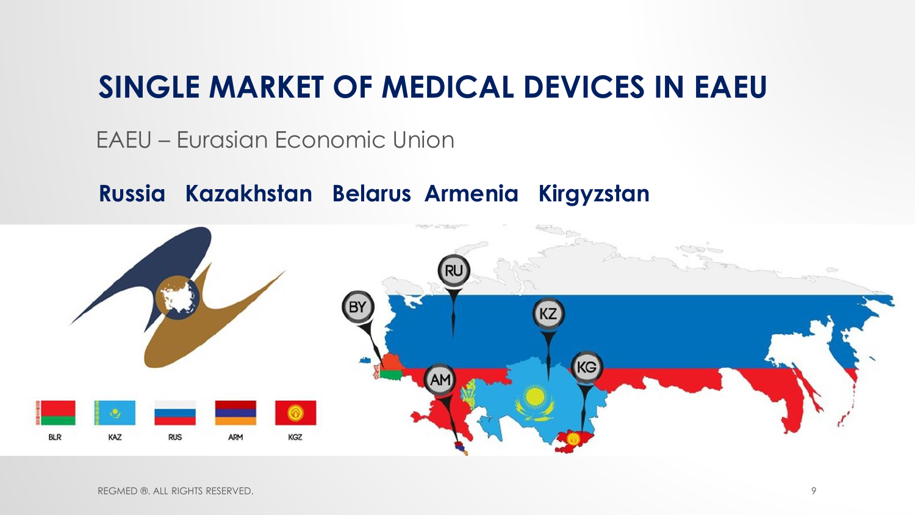# SINGLE MARKET OF MEDICAL DEVICES IN EAEU

EAEU – Eurasian Economic Union

**Russia Kazakhstan Belarus Armenia Kirgyzstan**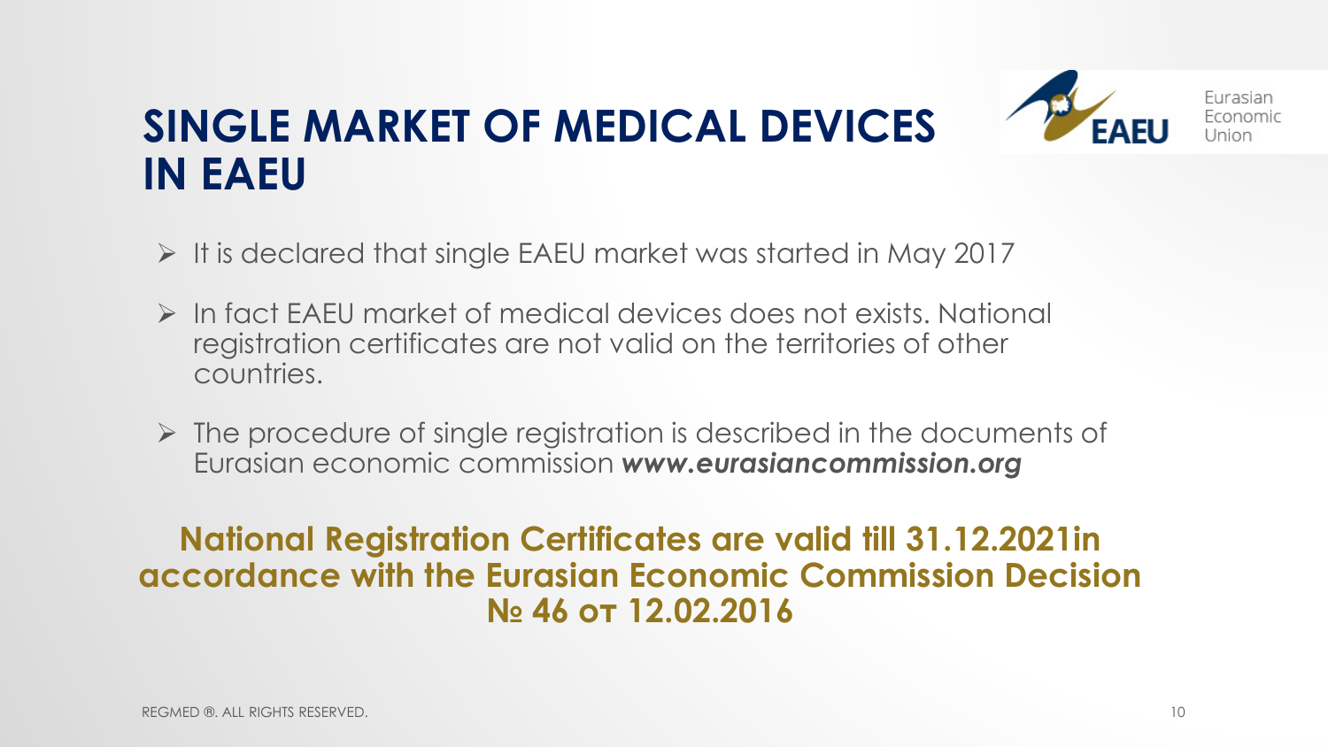# SINGLE MARKET OF MEDICAL DEVICES IN EAEU

Eurasian Economic Union

- It is declared that single EAEU market was started in May 2017
- In fact EAEU market of medical devices does not exists. National registration certificates are not valid on the territories of other countries.
- The procedure of single registration is described in the documents of Eurasian economic commission ***www.eurasiancommission.org***

**National Registration Certificates are valid till 31.12.2021in accordance with the Eurasian Economic Commission Decision № 46 от 12.02.2016**

REGMED ®. ALL RIGHTS RESERVED.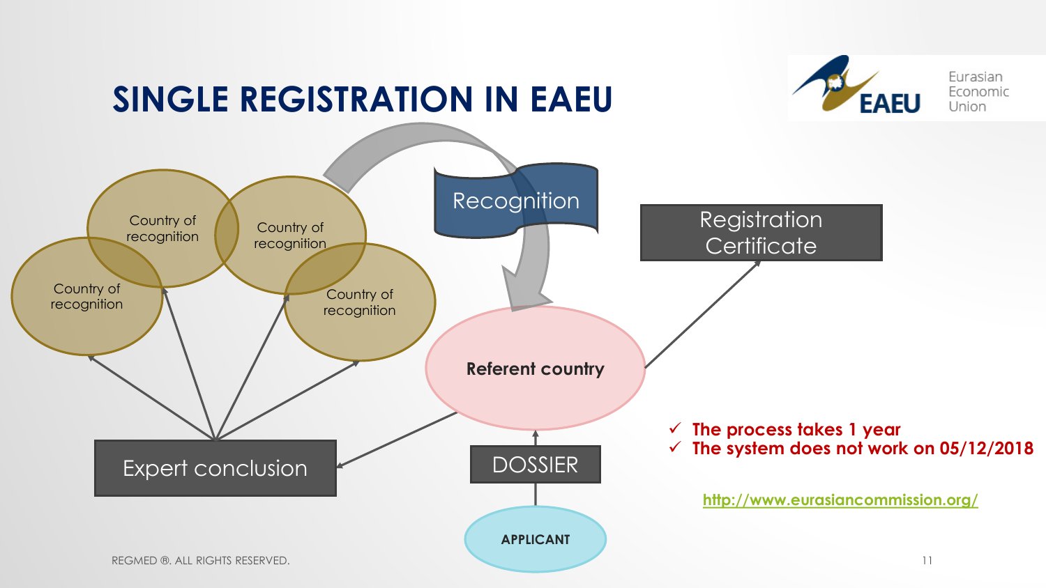# SINGLE REGISTRATION IN EAEU

Eurasian Economic Union

Country of recognition

Country of recognition

Country of recognition

Country of recognition

Recognition

Registration Certificate

Referent country

Expert conclusion

DOSSIER

APPLICANT

- ✓ The process takes 1 year
- ✓ The system does not work on 05/12/2018

http://www.eurasiancommission.org/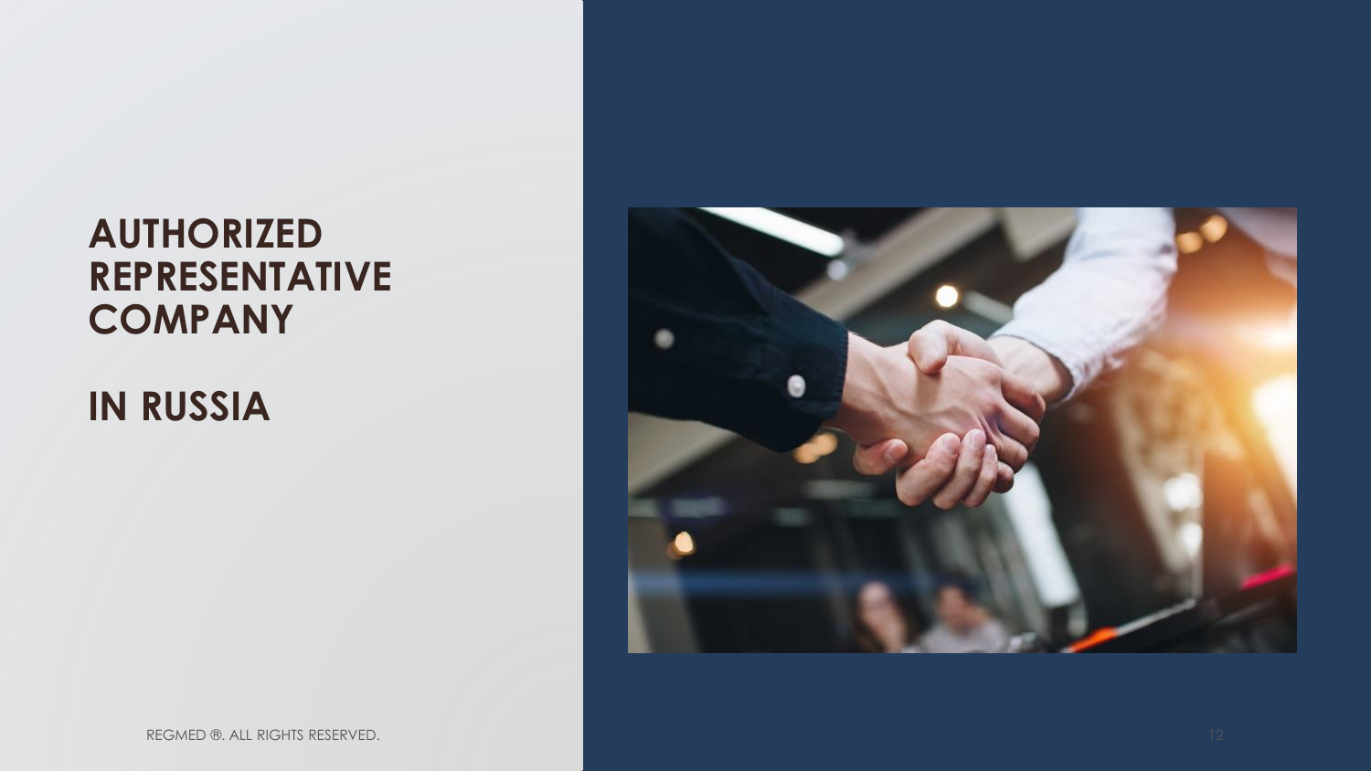# AUTHORIZED REPRESENTATIVE COMPANY

# IN RUSSIA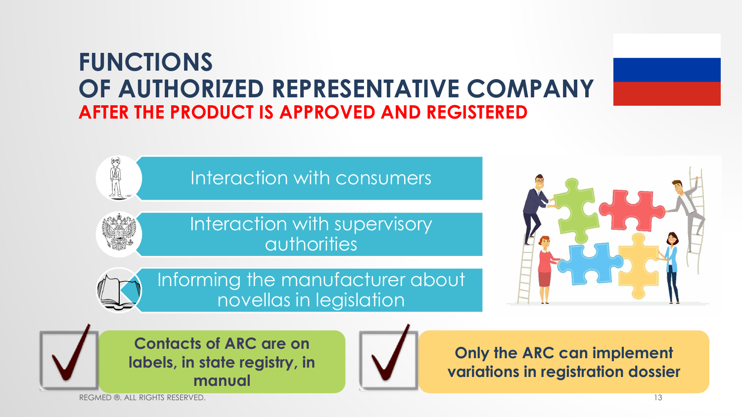# FUNCTIONS OF AUTHORIZED REPRESENTATIVE COMPANY

## AFTER THE PRODUCT IS APPROVED AND REGISTERED

- Interaction with consumers
- Interaction with supervisory authorities
- Informing the manufacturer about novellas in legislation

**Contacts of ARC are on labels, in state registry, in manual**

**Only the ARC can implement variations in registration dossier**

REGMED ®. ALL RIGHTS RESERVED.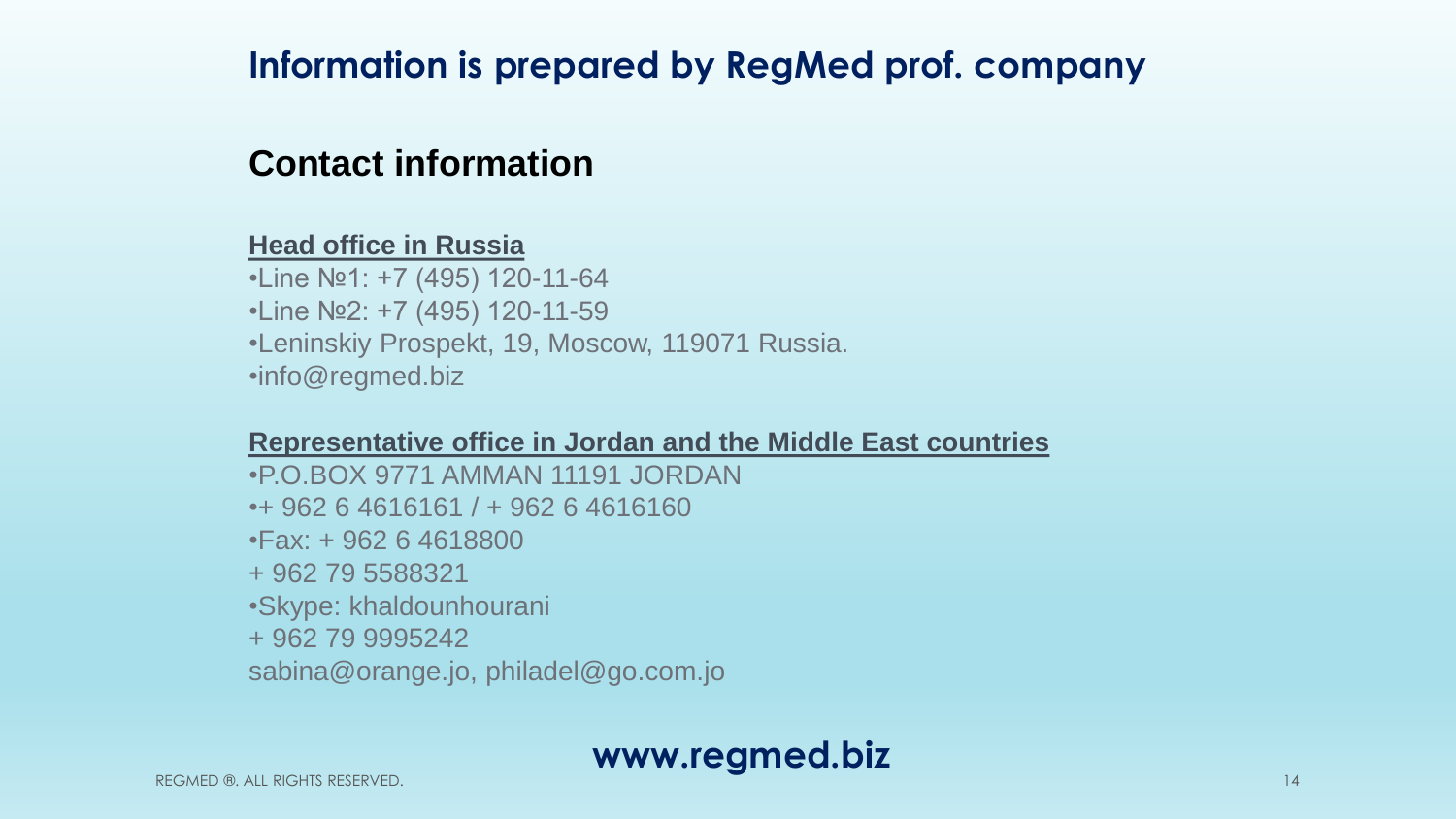# Information is prepared by RegMed prof. company

## Contact information

**Head office in Russia**

- Line №1: +7 (495) 120-11-64
- Line №2: +7 (495) 120-11-59
- Leninskiy Prospekt, 19, Moscow, 119071 Russia.
- info@regmed.biz

**Representative office in Jordan and the Middle East countries**

- P.O.BOX 9771 AMMAN 11191 JORDAN
- + 962 6 4616161 / + 962 6 4616160
- Fax: + 962 6 4618800

+ 962 79 5588321

- Skype: khaldounhourani

+ 962 79 9995242

sabina@orange.jo, philadel@go.com.jo

**www.regmed.biz**

REGMED ®. ALL RIGHTS RESERVED.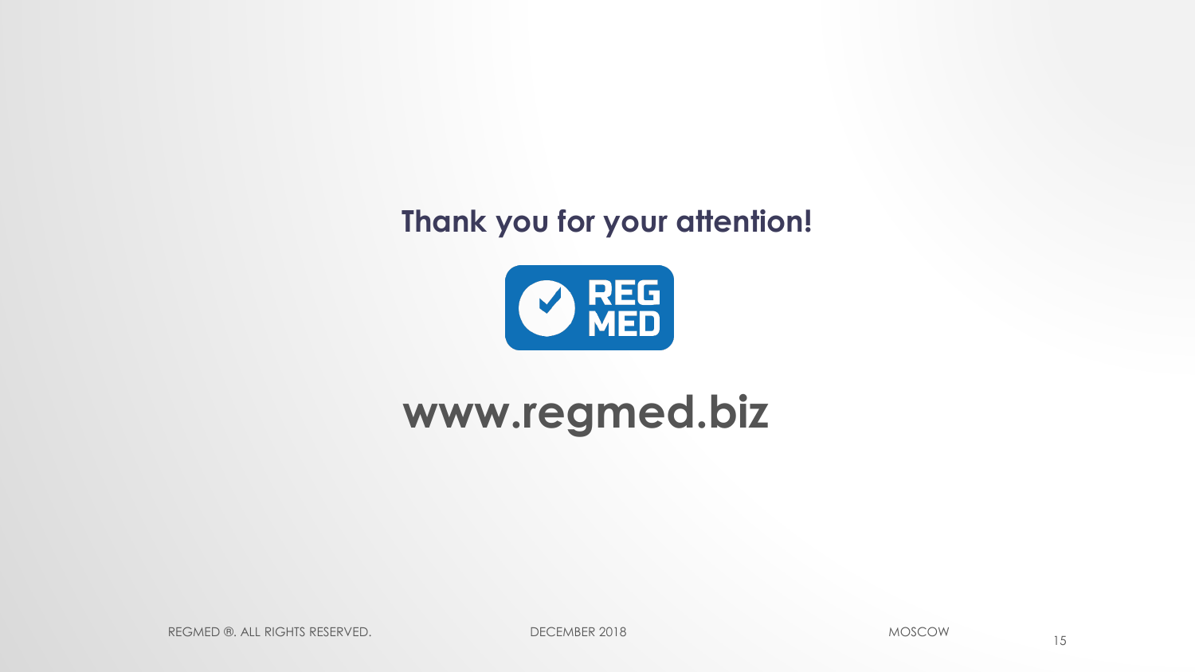**Thank you for your attention!**

REG MED

# www.regmed.biz